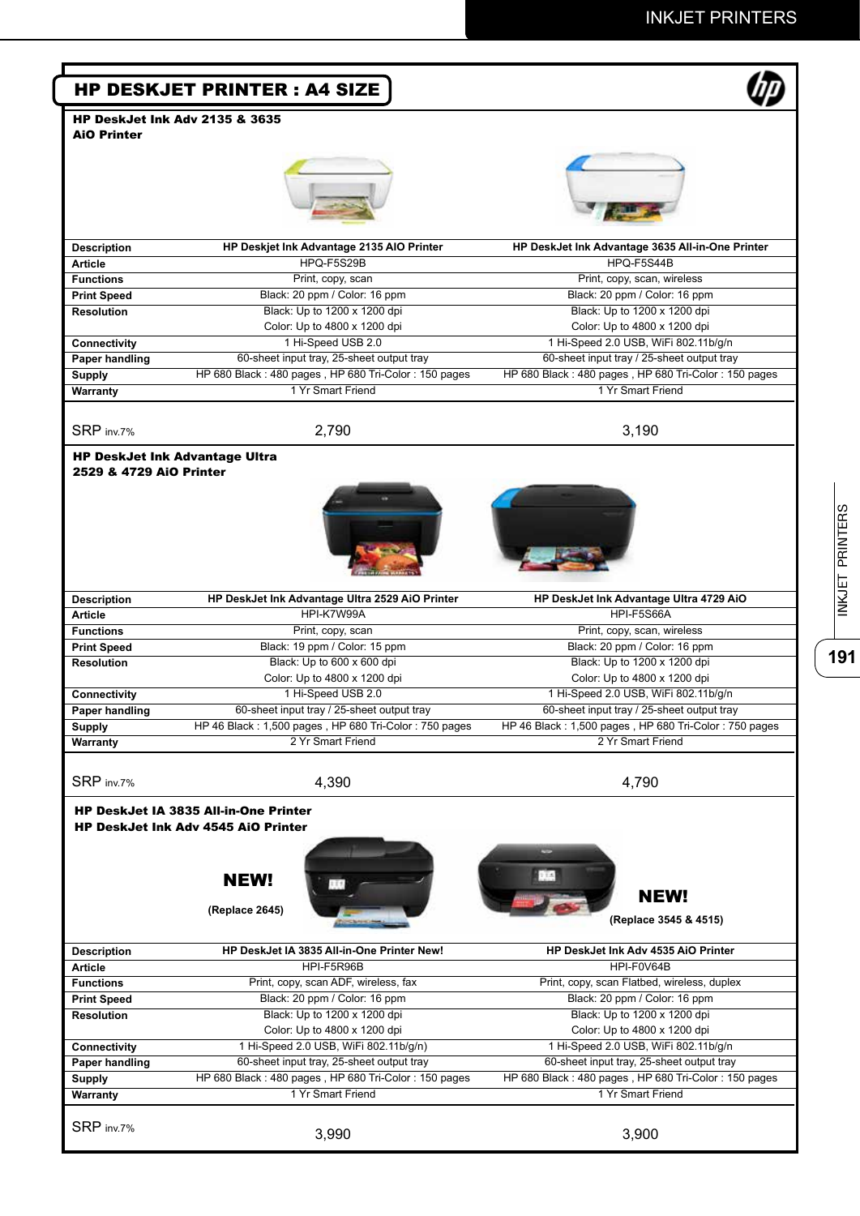# HP DESKJET PRINTER : A4 SIZE

## HP DeskJet Ink Adv 2135 & 3635 AiO Printer

| Description | HP Deskjet Ink Advantage 2135 AIO Printer | HP DeskJet Ink Advantage 3635 All-in-One Printer |
|---|---|---|
| Article | HPQ-F5S29B | HPQ-F5S44B |
| Functions | Print, copy, scan | Print, copy, scan, wireless |
| Print Speed | Black: 20 ppm / Color: 16 ppm | Black: 20 ppm / Color: 16 ppm |
| Resolution | Black: Up to 1200 x 1200 dpi<br>Color: Up to 4800 x 1200 dpi | Black: Up to 1200 x 1200 dpi<br>Color: Up to 4800 x 1200 dpi |
| Connectivity | 1 Hi-Speed USB 2.0 | 1 Hi-Speed 2.0 USB, WiFi 802.11b/g/n |
| Paper handling | 60-sheet input tray, 25-sheet output tray | 60-sheet input tray / 25-sheet output tray |
| Supply | HP 680 Black : 480 pages , HP 680 Tri-Color : 150 pages | HP 680 Black : 480 pages , HP 680 Tri-Color : 150 pages |
| Warranty | 1 Yr Smart Friend | 1 Yr Smart Friend |
| SRP inv.7% | 2,790 | 3,190 |

## HP DeskJet Ink Advantage Ultra 2529 & 4729 AiO Printer

| Description | HP DeskJet Ink Advantage Ultra 2529 AiO Printer | HP DeskJet Ink Advantage Ultra 4729 AiO |
|---|---|---|
| Article | HPI-K7W99A | HPI-F5S66A |
| Functions | Print, copy, scan | Print, copy, scan, wireless |
| Print Speed | Black: 19 ppm / Color: 15 ppm | Black: 20 ppm / Color: 16 ppm |
| Resolution | Black: Up to 600 x 600 dpi<br>Color: Up to 4800 x 1200 dpi | Black: Up to 1200 x 1200 dpi<br>Color: Up to 4800 x 1200 dpi |
| Connectivity | 1 Hi-Speed USB 2.0 | 1 Hi-Speed 2.0 USB, WiFi 802.11b/g/n |
| Paper handling | 60-sheet input tray / 25-sheet output tray | 60-sheet input tray / 25-sheet output tray |
| Supply | HP 46 Black : 1,500 pages , HP 680 Tri-Color : 750 pages | HP 46 Black : 1,500 pages , HP 680 Tri-Color : 750 pages |
| Warranty | 2 Yr Smart Friend | 2 Yr Smart Friend |
| SRP inv.7% | 4,390 | 4,790 |

## HP DeskJet IA 3835 All-in-One Printer
## HP DeskJet Ink Adv 4545 AiO Printer

**NEW!** (Replace 2645)

**NEW!** (Replace 3545 & 4515)

| Description | HP DeskJet IA 3835 All-in-One Printer New! | HP DeskJet Ink Adv 4535 AiO Printer |
|---|---|---|
| Article | HPI-F5R96B | HPI-F0V64B |
| Functions | Print, copy, scan ADF, wireless, fax | Print, copy, scan Flatbed, wireless, duplex |
| Print Speed | Black: 20 ppm / Color: 16 ppm | Black: 20 ppm / Color: 16 ppm |
| Resolution | Black: Up to 1200 x 1200 dpi<br>Color: Up to 4800 x 1200 dpi | Black: Up to 1200 x 1200 dpi<br>Color: Up to 4800 x 1200 dpi |
| Connectivity | 1 Hi-Speed 2.0 USB, WiFi 802.11b/g/n) | 1 Hi-Speed 2.0 USB, WiFi 802.11b/g/n |
| Paper handling | 60-sheet input tray, 25-sheet output tray | 60-sheet input tray, 25-sheet output tray |
| Supply | HP 680 Black : 480 pages , HP 680 Tri-Color : 150 pages | HP 680 Black : 480 pages , HP 680 Tri-Color : 150 pages |
| Warranty | 1 Yr Smart Friend | 1 Yr Smart Friend |
| SRP inv.7% | 3,990 | 3,900 |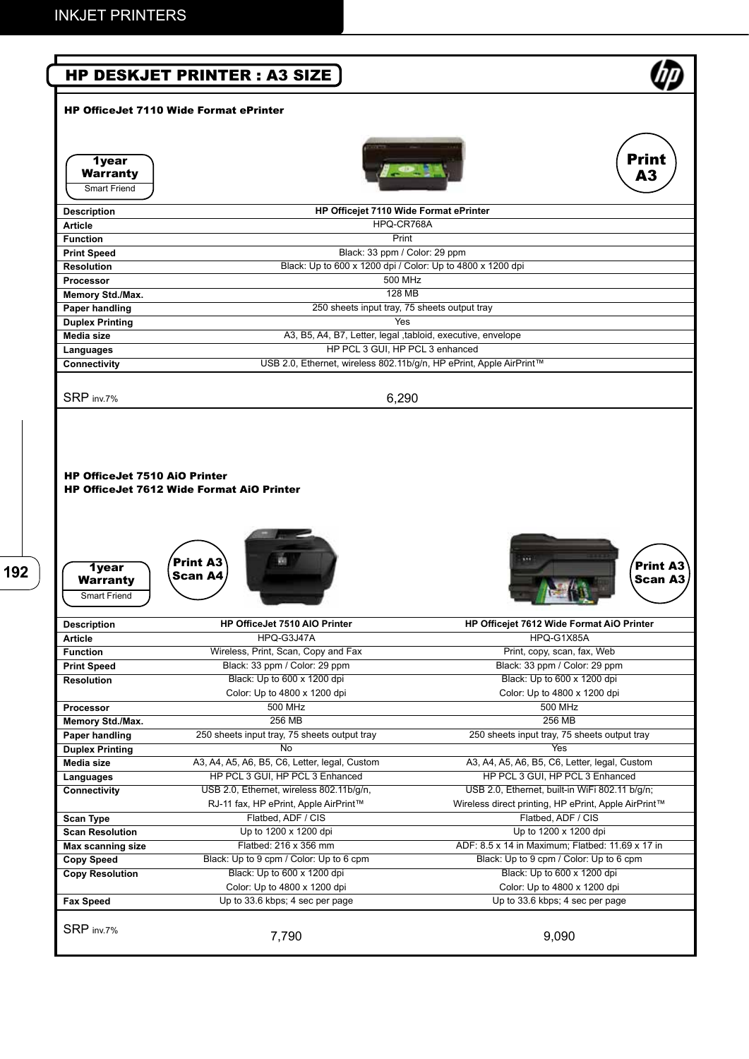## HP DESKJET PRINTER : A3 SIZE

### HP OfficeJet 7110 Wide Format ePrinter

1year Warranty
Smart Friend

Print A3

| Description | HP Officejet 7110 Wide Format ePrinter |
|---|---|
| Article | HPQ-CR768A |
| Function | Print |
| Print Speed | Black: 33 ppm / Color: 29 ppm |
| Resolution | Black: Up to 600 x 1200 dpi / Color: Up to 4800 x 1200 dpi |
| Processor | 500 MHz |
| Memory Std./Max. | 128 MB |
| Paper handling | 250 sheets input tray, 75 sheets output tray |
| Duplex Printing | Yes |
| Media size | A3, B5, A4, B7, Letter, legal ,tabloid, executive, envelope |
| Languages | HP PCL 3 GUI, HP PCL 3 enhanced |
| Connectivity | USB 2.0, Ethernet, wireless 802.11b/g/n, HP ePrint, Apple AirPrint™ |
| SRP inv.7% | 6,290 |

### HP OfficeJet 7510 AiO Printer
### HP OfficeJet 7612 Wide Format AiO Printer

1year Warranty
Smart Friend

Print A3 Scan A4

Print A3 Scan A3

| Description | HP OfficeJet 7510 AIO Printer | HP Officejet 7612 Wide Format AiO Printer |
|---|---|---|
| Article | HPQ-G3J47A | HPQ-G1X85A |
| Function | Wireless, Print, Scan, Copy and Fax | Print, copy, scan, fax, Web |
| Print Speed | Black: 33 ppm / Color: 29 ppm | Black: 33 ppm / Color: 29 ppm |
| Resolution | Black: Up to 600 x 1200 dpi<br>Color: Up to 4800 x 1200 dpi | Black: Up to 600 x 1200 dpi<br>Color: Up to 4800 x 1200 dpi |
| Processor | 500 MHz | 500 MHz |
| Memory Std./Max. | 256 MB | 256 MB |
| Paper handling | 250 sheets input tray, 75 sheets output tray | 250 sheets input tray, 75 sheets output tray |
| Duplex Printing | No | Yes |
| Media size | A3, A4, A5, A6, B5, C6, Letter, legal, Custom | A3, A4, A5, A6, B5, C6, Letter, legal, Custom |
| Languages | HP PCL 3 GUI, HP PCL 3 Enhanced | HP PCL 3 GUI, HP PCL 3 Enhanced |
| Connectivity | USB 2.0, Ethernet, wireless 802.11b/g/n,<br>RJ-11 fax, HP ePrint, Apple AirPrint™ | USB 2.0, Ethernet, built-in WiFi 802.11 b/g/n;<br>Wireless direct printing, HP ePrint, Apple AirPrint™ |
| Scan Type | Flatbed, ADF / CIS | Flatbed, ADF / CIS |
| Scan Resolution | Up to 1200 x 1200 dpi | Up to 1200 x 1200 dpi |
| Max scanning size | Flatbed: 216 x 356 mm | ADF: 8.5 x 14 in Maximum; Flatbed: 11.69 x 17 in |
| Copy Speed | Black: Up to 9 cpm / Color: Up to 6 cpm | Black: Up to 9 cpm / Color: Up to 6 cpm |
| Copy Resolution | Black: Up to 600 x 1200 dpi<br>Color: Up to 4800 x 1200 dpi | Black: Up to 600 x 1200 dpi<br>Color: Up to 4800 x 1200 dpi |
| Fax Speed | Up to 33.6 kbps; 4 sec per page | Up to 33.6 kbps; 4 sec per page |
| SRP inv.7% | 7,790 | 9,090 |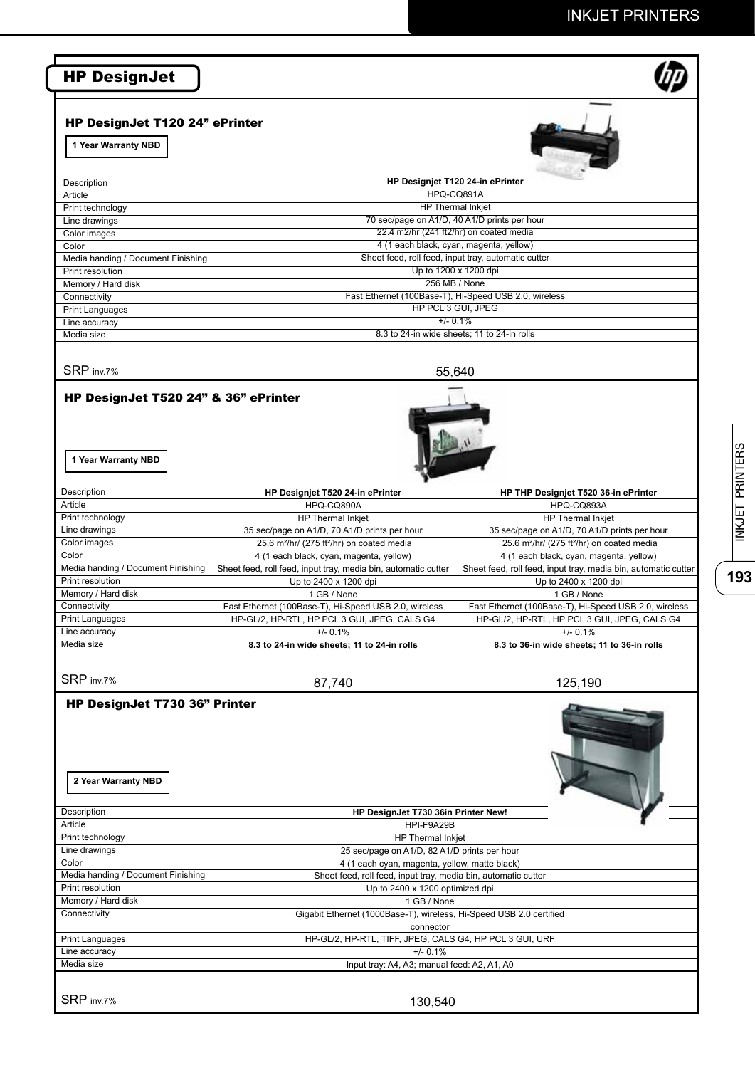# HP DesignJet

## HP DesignJet T120 24” ePrinter

**1 Year Warranty NBD**

| Description | **HP Designjet T120 24-in ePrinter** |
|---|---|
| Article | HPQ-CQ891A |
| Print technology | HP Thermal Inkjet |
| Line drawings | 70 sec/page on A1/D, 40 A1/D prints per hour |
| Color images | 22.4 m2/hr (241 ft2/hr) on coated media |
| Color | 4 (1 each black, cyan, magenta, yellow) |
| Media handing / Document Finishing | Sheet feed, roll feed, input tray, automatic cutter |
| Print resolution | Up to 1200 x 1200 dpi |
| Memory / Hard disk | 256 MB / None |
| Connectivity | Fast Ethernet (100Base-T), Hi-Speed USB 2.0, wireless |
| Print Languages | HP PCL 3 GUI, JPEG |
| Line accuracy | +/- 0.1% |
| Media size | 8.3 to 24-in wide sheets; 11 to 24-in rolls |
| SRP inv.7% | 55,640 |

## HP DesignJet T520 24” & 36” ePrinter

**1 Year Warranty NBD**

| Description | **HP Designjet T520 24-in ePrinter** | **HP THP Designjet T520 36-in ePrinter** |
|---|---|---|
| Article | HPQ-CQ890A | HPQ-CQ893A |
| Print technology | HP Thermal Inkjet | HP Thermal Inkjet |
| Line drawings | 35 sec/page on A1/D, 70 A1/D prints per hour | 35 sec/page on A1/D, 70 A1/D prints per hour |
| Color images | 25.6 m²/hr/ (275 ft²/hr) on coated media | 25.6 m²/hr/ (275 ft²/hr) on coated media |
| Color | 4 (1 each black, cyan, magenta, yellow) | 4 (1 each black, cyan, magenta, yellow) |
| Media handing / Document Finishing | Sheet feed, roll feed, input tray, media bin, automatic cutter | Sheet feed, roll feed, input tray, media bin, automatic cutter |
| Print resolution | Up to 2400 x 1200 dpi | Up to 2400 x 1200 dpi |
| Memory / Hard disk | 1 GB / None | 1 GB / None |
| Connectivity | Fast Ethernet (100Base-T), Hi-Speed USB 2.0, wireless | Fast Ethernet (100Base-T), Hi-Speed USB 2.0, wireless |
| Print Languages | HP-GL/2, HP-RTL, HP PCL 3 GUI, JPEG, CALS G4 | HP-GL/2, HP-RTL, HP PCL 3 GUI, JPEG, CALS G4 |
| Line accuracy | +/- 0.1% | +/- 0.1% |
| Media size | **8.3 to 24-in wide sheets; 11 to 24-in rolls** | **8.3 to 36-in wide sheets; 11 to 36-in rolls** |
| SRP inv.7% | 87,740 | 125,190 |

## HP DesignJet T730 36” Printer

**2 Year Warranty NBD**

| Description | **HP DesignJet T730 36in Printer New!** |
|---|---|
| Article | HPI-F9A29B |
| Print technology | HP Thermal Inkjet |
| Line drawings | 25 sec/page on A1/D, 82 A1/D prints per hour |
| Color | 4 (1 each cyan, magenta, yellow, matte black) |
| Media handing / Document Finishing | Sheet feed, roll feed, input tray, media bin, automatic cutter |
| Print resolution | Up to 2400 x 1200 optimized dpi |
| Memory / Hard disk | 1 GB / None |
| Connectivity | Gigabit Ethernet (1000Base-T), wireless, Hi-Speed USB 2.0 certified connector |
| Print Languages | HP-GL/2, HP-RTL, TIFF, JPEG, CALS G4, HP PCL 3 GUI, URF |
| Line accuracy | +/- 0.1% |
| Media size | Input tray: A4, A3; manual feed: A2, A1, A0 |
| SRP inv.7% | 130,540 |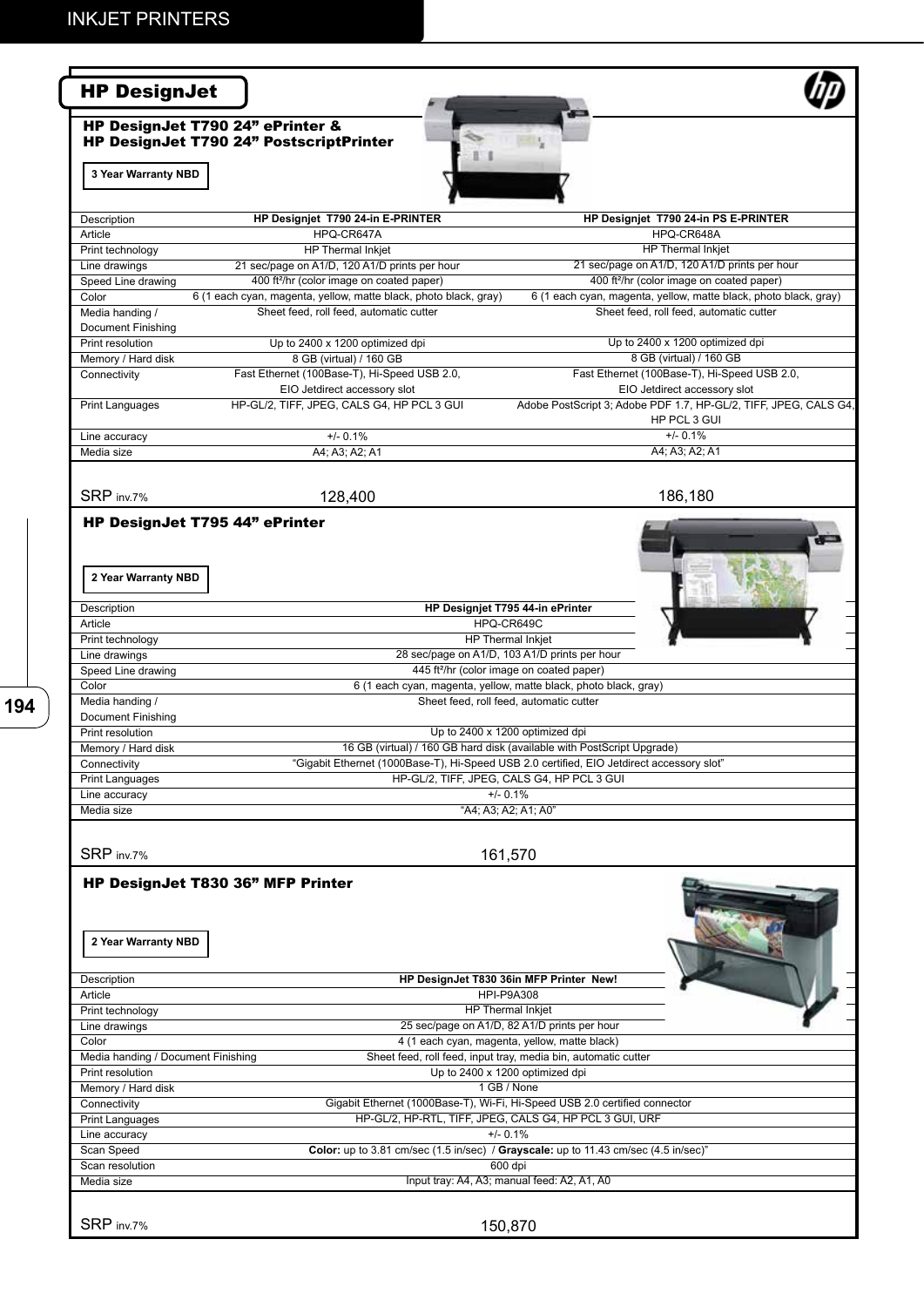## HP DesignJet

### HP DesignJet T790 24" ePrinter & HP DesignJet T790 24" PostscriptPrinter

**3 Year Warranty NBD**

| Description | HP Designjet T790 24-in E-PRINTER | HP Designjet T790 24-in PS E-PRINTER |
|---|---|---|
| Article | HPQ-CR647A | HPQ-CR648A |
| Print technology | HP Thermal Inkjet | HP Thermal Inkjet |
| Line drawings | 21 sec/page on A1/D, 120 A1/D prints per hour | 21 sec/page on A1/D, 120 A1/D prints per hour |
| Speed Line drawing | 400 ft²/hr (color image on coated paper) | 400 ft²/hr (color image on coated paper) |
| Color | 6 (1 each cyan, magenta, yellow, matte black, photo black, gray) | 6 (1 each cyan, magenta, yellow, matte black, photo black, gray) |
| Media handing / Document Finishing | Sheet feed, roll feed, automatic cutter | Sheet feed, roll feed, automatic cutter |
| Print resolution | Up to 2400 x 1200 optimized dpi | Up to 2400 x 1200 optimized dpi |
| Memory / Hard disk | 8 GB (virtual) / 160 GB | 8 GB (virtual) / 160 GB |
| Connectivity | Fast Ethernet (100Base-T), Hi-Speed USB 2.0, EIO Jetdirect accessory slot | Fast Ethernet (100Base-T), Hi-Speed USB 2.0, EIO Jetdirect accessory slot |
| Print Languages | HP-GL/2, TIFF, JPEG, CALS G4, HP PCL 3 GUI | Adobe PostScript 3; Adobe PDF 1.7, HP-GL/2, TIFF, JPEG, CALS G4, HP PCL 3 GUI |
| Line accuracy | +/- 0.1% | +/- 0.1% |
| Media size | A4; A3; A2; A1 | A4; A3; A2; A1 |
| SRP inv.7% | 128,400 | 186,180 |

### HP DesignJet T795 44" ePrinter

**2 Year Warranty NBD**

| Description | HP Designjet T795 44-in ePrinter |
|---|---|
| Article | HPQ-CR649C |
| Print technology | HP Thermal Inkjet |
| Line drawings | 28 sec/page on A1/D, 103 A1/D prints per hour |
| Speed Line drawing | 445 ft²/hr (color image on coated paper) |
| Color | 6 (1 each cyan, magenta, yellow, matte black, photo black, gray) |
| Media handing / Document Finishing | Sheet feed, roll feed, automatic cutter |
| Print resolution | Up to 2400 x 1200 optimized dpi |
| Memory / Hard disk | 16 GB (virtual) / 160 GB hard disk (available with PostScript Upgrade) |
| Connectivity | "Gigabit Ethernet (1000Base-T), Hi-Speed USB 2.0 certified, EIO Jetdirect accessory slot" |
| Print Languages | HP-GL/2, TIFF, JPEG, CALS G4, HP PCL 3 GUI |
| Line accuracy | +/- 0.1% |
| Media size | "A4; A3; A2; A1; A0" |
| SRP inv.7% | 161,570 |

### HP DesignJet T830 36" MFP Printer

**2 Year Warranty NBD**

| Description | HP DesignJet T830 36in MFP Printer New! |
|---|---|
| Article | HPI-P9A308 |
| Print technology | HP Thermal Inkjet |
| Line drawings | 25 sec/page on A1/D, 82 A1/D prints per hour |
| Color | 4 (1 each cyan, magenta, yellow, matte black) |
| Media handing / Document Finishing | Sheet feed, roll feed, input tray, media bin, automatic cutter |
| Print resolution | Up to 2400 x 1200 optimized dpi |
| Memory / Hard disk | 1 GB / None |
| Connectivity | Gigabit Ethernet (1000Base-T), Wi-Fi, Hi-Speed USB 2.0 certified connector |
| Print Languages | HP-GL/2, HP-RTL, TIFF, JPEG, CALS G4, HP PCL 3 GUI, URF |
| Line accuracy | +/- 0.1% |
| Scan Speed | **Color:** up to 3.81 cm/sec (1.5 in/sec) / **Grayscale:** up to 11.43 cm/sec (4.5 in/sec)" |
| Scan resolution | 600 dpi |
| Media size | Input tray: A4, A3; manual feed: A2, A1, A0 |
| SRP inv.7% | 150,870 |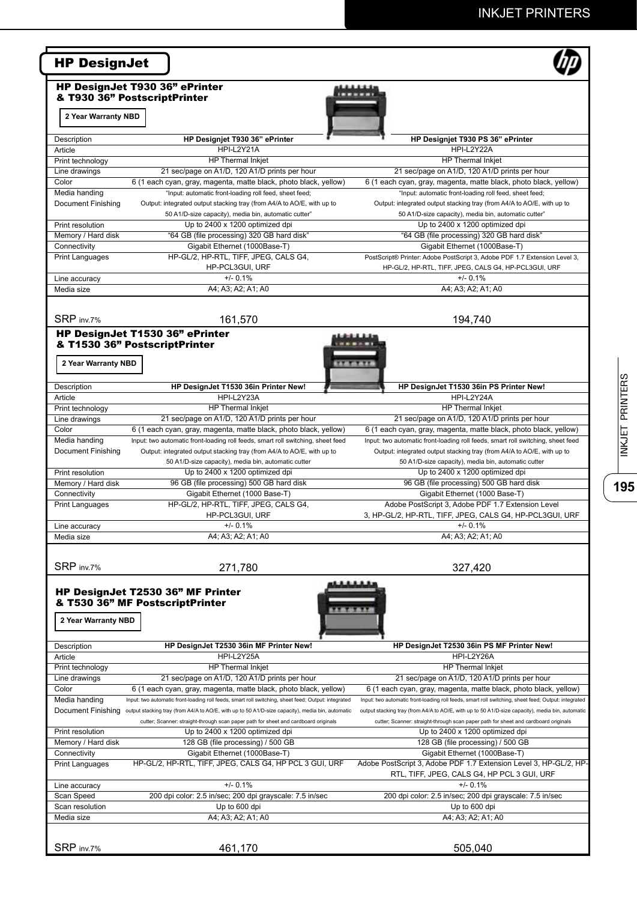## HP DesignJet

### HP DesignJet T930 36" ePrinter & T930 36" PostscriptPrinter

**2 Year Warranty NBD**

| Description | HP Designjet T930 36" ePrinter | HP Designjet T930 PS 36" ePrinter |
|---|---|---|
| Article | HPI-L2Y21A | HPI-L2Y22A |
| Print technology | HP Thermal Inkjet | HP Thermal Inkjet |
| Line drawings | 21 sec/page on A1/D, 120 A1/D prints per hour | 21 sec/page on A1/D, 120 A1/D prints per hour |
| Color | 6 (1 each cyan, gray, magenta, matte black, photo black, yellow) | 6 (1 each cyan, gray, magenta, matte black, photo black, yellow) |
| Media handing Document Finishing | "Input: automatic front-loading roll feed, sheet feed; Output: integrated output stacking tray (from A4/A to AO/E, with up to 50 A1/D-size capacity), media bin, automatic cutter" | "Input: automatic front-loading roll feed, sheet feed; Output: integrated output stacking tray (from A4/A to AO/E, with up to 50 A1/D-size capacity), media bin, automatic cutter" |
| Print resolution | Up to 2400 x 1200 optimized dpi | Up to 2400 x 1200 optimized dpi |
| Memory / Hard disk | "64 GB (file processing) 320 GB hard disk" | "64 GB (file processing) 320 GB hard disk" |
| Connectivity | Gigabit Ethernet (1000Base-T) | Gigabit Ethernet (1000Base-T) |
| Print Languages | HP-GL/2, HP-RTL, TIFF, JPEG, CALS G4, HP-PCL3GUI, URF | PostScript® Printer: Adobe PostScript 3, Adobe PDF 1.7 Extension Level 3, HP-GL/2, HP-RTL, TIFF, JPEG, CALS G4, HP-PCL3GUI, URF |
| Line accuracy | +/- 0.1% | +/- 0.1% |
| Media size | A4; A3; A2; A1; A0 | A4; A3; A2; A1; A0 |
| SRP inv.7% | 161,570 | 194,740 |

### HP DesignJet T1530 36" ePrinter & T1530 36" PostscriptPrinter

**2 Year Warranty NBD**

| Description | HP DesignJet T1530 36in Printer New! | HP DesignJet T1530 36in PS Printer New! |
|---|---|---|
| Article | HPI-L2Y23A | HPI-L2Y24A |
| Print technology | HP Thermal Inkjet | HP Thermal Inkjet |
| Line drawings | 21 sec/page on A1/D, 120 A1/D prints per hour | 21 sec/page on A1/D, 120 A1/D prints per hour |
| Color | 6 (1 each cyan, gray, magenta, matte black, photo black, yellow) | 6 (1 each cyan, gray, magenta, matte black, photo black, yellow) |
| Media handing Document Finishing | Input: two automatic front-loading roll feeds, smart roll switching, sheet feed Output: integrated output stacking tray (from A4/A to AO/E, with up to 50 A1/D-size capacity), media bin, automatic cutter | Input: two automatic front-loading roll feeds, smart roll switching, sheet feed Output: integrated output stacking tray (from A4/A to AO/E, with up to 50 A1/D-size capacity), media bin, automatic cutter |
| Print resolution | Up to 2400 x 1200 optimized dpi | Up to 2400 x 1200 optimized dpi |
| Memory / Hard disk | 96 GB (file processing) 500 GB hard disk | 96 GB (file processing) 500 GB hard disk |
| Connectivity | Gigabit Ethernet (1000 Base-T) | Gigabit Ethernet (1000 Base-T) |
| Print Languages | HP-GL/2, HP-RTL, TIFF, JPEG, CALS G4, HP-PCL3GUI, URF | Adobe PostScript 3, Adobe PDF 1.7 Extension Level 3, HP-GL/2, HP-RTL, TIFF, JPEG, CALS G4, HP-PCL3GUI, URF |
| Line accuracy | +/- 0.1% | +/- 0.1% |
| Media size | A4; A3; A2; A1; A0 | A4; A3; A2; A1; A0 |
| SRP inv.7% | 271,780 | 327,420 |

### HP DesignJet T2530 36" MF Printer & T530 36" MF PostscriptPrinter

**2 Year Warranty NBD**

| Description | HP DesignJet T2530 36in MF Printer New! | HP DesignJet T2530 36in PS MF Printer New! |
|---|---|---|
| Article | HPI-L2Y25A | HPI-L2Y26A |
| Print technology | HP Thermal Inkjet | HP Thermal Inkjet |
| Line drawings | 21 sec/page on A1/D, 120 A1/D prints per hour | 21 sec/page on A1/D, 120 A1/D prints per hour |
| Color | 6 (1 each cyan, gray, magenta, matte black, photo black, yellow) | 6 (1 each cyan, gray, magenta, matte black, photo black, yellow) |
| Media handing Document Finishing | Input: two automatic front-loading roll feeds, smart roll switching, sheet feed; Output: integrated output stacking tray (from A4/A to AO/E, with up to 50 A1/D-size capacity), media bin, automatic cutter; Scanner: straight-through scan paper path for sheet and cardboard originals | Input: two automatic front-loading roll feeds, smart roll switching, sheet feed; Output: integrated output stacking tray (from A4/A to AO/E, with up to 50 A1/D-size capacity), media bin, automatic cutter; Scanner: straight-through scan paper path for sheet and cardboard originals |
| Print resolution | Up to 2400 x 1200 optimized dpi | Up to 2400 x 1200 optimized dpi |
| Memory / Hard disk | 128 GB (file processing) / 500 GB | 128 GB (file processing) / 500 GB |
| Connectivity | Gigabit Ethernet (1000Base-T) | Gigabit Ethernet (1000Base-T) |
| Print Languages | HP-GL/2, HP-RTL, TIFF, JPEG, CALS G4, HP PCL 3 GUI, URF | Adobe PostScript 3, Adobe PDF 1.7 Extension Level 3, HP-GL/2, HP-RTL, TIFF, JPEG, CALS G4, HP PCL 3 GUI, URF |
| Line accuracy | +/- 0.1% | +/- 0.1% |
| Scan Speed | 200 dpi color: 2.5 in/sec; 200 dpi grayscale: 7.5 in/sec | 200 dpi color: 2.5 in/sec; 200 dpi grayscale: 7.5 in/sec |
| Scan resolution | Up to 600 dpi | Up to 600 dpi |
| Media size | A4; A3; A2; A1; A0 | A4; A3; A2; A1; A0 |
| SRP inv.7% | 461,170 | 505,040 |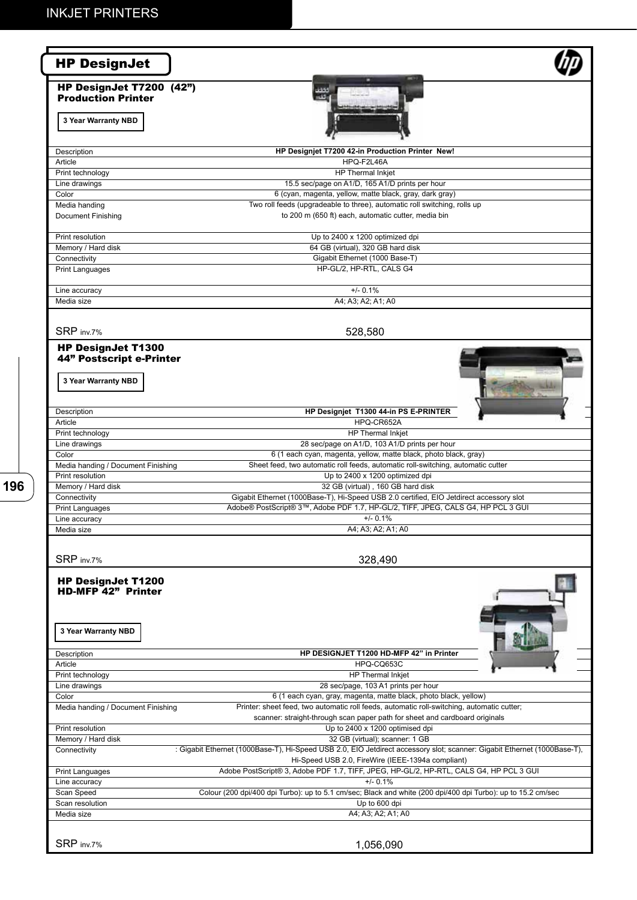## HP DesignJet

### HP DesignJet T7200 (42”) Production Printer

3 Year Warranty NBD

| | |
|---|---|
| Description | **HP Designjet T7200 42-in Production Printer New!** |
| Article | HPQ-F2L46A |
| Print technology | HP Thermal Inkjet |
| Line drawings | 15.5 sec/page on A1/D, 165 A1/D prints per hour |
| Color | 6 (cyan, magenta, yellow, matte black, gray, dark gray) |
| Media handing Document Finishing | Two roll feeds (upgradeable to three), automatic roll switching, rolls up to 200 m (650 ft) each, automatic cutter, media bin |
| Print resolution | Up to 2400 x 1200 optimized dpi |
| Memory / Hard disk | 64 GB (virtual), 320 GB hard disk |
| Connectivity | Gigabit Ethernet (1000 Base-T) |
| Print Languages | HP-GL/2, HP-RTL, CALS G4 |
| Line accuracy | +/- 0.1% |
| Media size | A4; A3; A2; A1; A0 |
| SRP inv.7% | 528,580 |

### HP DesignJet T1300 44” Postscript e-Printer

3 Year Warranty NBD

| | |
|---|---|
| Description | **HP Designjet T1300 44-in PS E-PRINTER** |
| Article | HPQ-CR652A |
| Print technology | HP Thermal Inkjet |
| Line drawings | 28 sec/page on A1/D, 103 A1/D prints per hour |
| Color | 6 (1 each cyan, magenta, yellow, matte black, photo black, gray) |
| Media handing / Document Finishing | Sheet feed, two automatic roll feeds, automatic roll-switching, automatic cutter |
| Print resolution | Up to 2400 x 1200 optimized dpi |
| Memory / Hard disk | 32 GB (virtual) , 160 GB hard disk |
| Connectivity | Gigabit Ethernet (1000Base-T), Hi-Speed USB 2.0 certified, EIO Jetdirect accessory slot |
| Print Languages | Adobe® PostScript® 3™, Adobe PDF 1.7, HP-GL/2, TIFF, JPEG, CALS G4, HP PCL 3 GUI |
| Line accuracy | +/- 0.1% |
| Media size | A4; A3; A2; A1; A0 |
| SRP inv.7% | 328,490 |

### HP DesignJet T1200 HD-MFP 42” Printer

3 Year Warranty NBD

| | |
|---|---|
| Description | **HP DESIGNJET T1200 HD-MFP 42” in Printer** |
| Article | HPQ-CQ653C |
| Print technology | HP Thermal Inkjet |
| Line drawings | 28 sec/page, 103 A1 prints per hour |
| Color | 6 (1 each cyan, gray, magenta, matte black, photo black, yellow) |
| Media handing / Document Finishing | Printer: sheet feed, two automatic roll feeds, automatic roll-switching, automatic cutter; scanner: straight-through scan paper path for sheet and cardboard originals |
| Print resolution | Up to 2400 x 1200 optimised dpi |
| Memory / Hard disk | 32 GB (virtual); scanner: 1 GB |
| Connectivity | : Gigabit Ethernet (1000Base-T), Hi-Speed USB 2.0, EIO Jetdirect accessory slot; scanner: Gigabit Ethernet (1000Base-T), Hi-Speed USB 2.0, FireWire (IEEE-1394a compliant) |
| Print Languages | Adobe PostScript® 3, Adobe PDF 1.7, TIFF, JPEG, HP-GL/2, HP-RTL, CALS G4, HP PCL 3 GUI |
| Line accuracy | +/- 0.1% |
| Scan Speed | Colour (200 dpi/400 dpi Turbo): up to 5.1 cm/sec; Black and white (200 dpi/400 dpi Turbo): up to 15.2 cm/sec |
| Scan resolution | Up to 600 dpi |
| Media size | A4; A3; A2; A1; A0 |
| SRP inv.7% | 1,056,090 |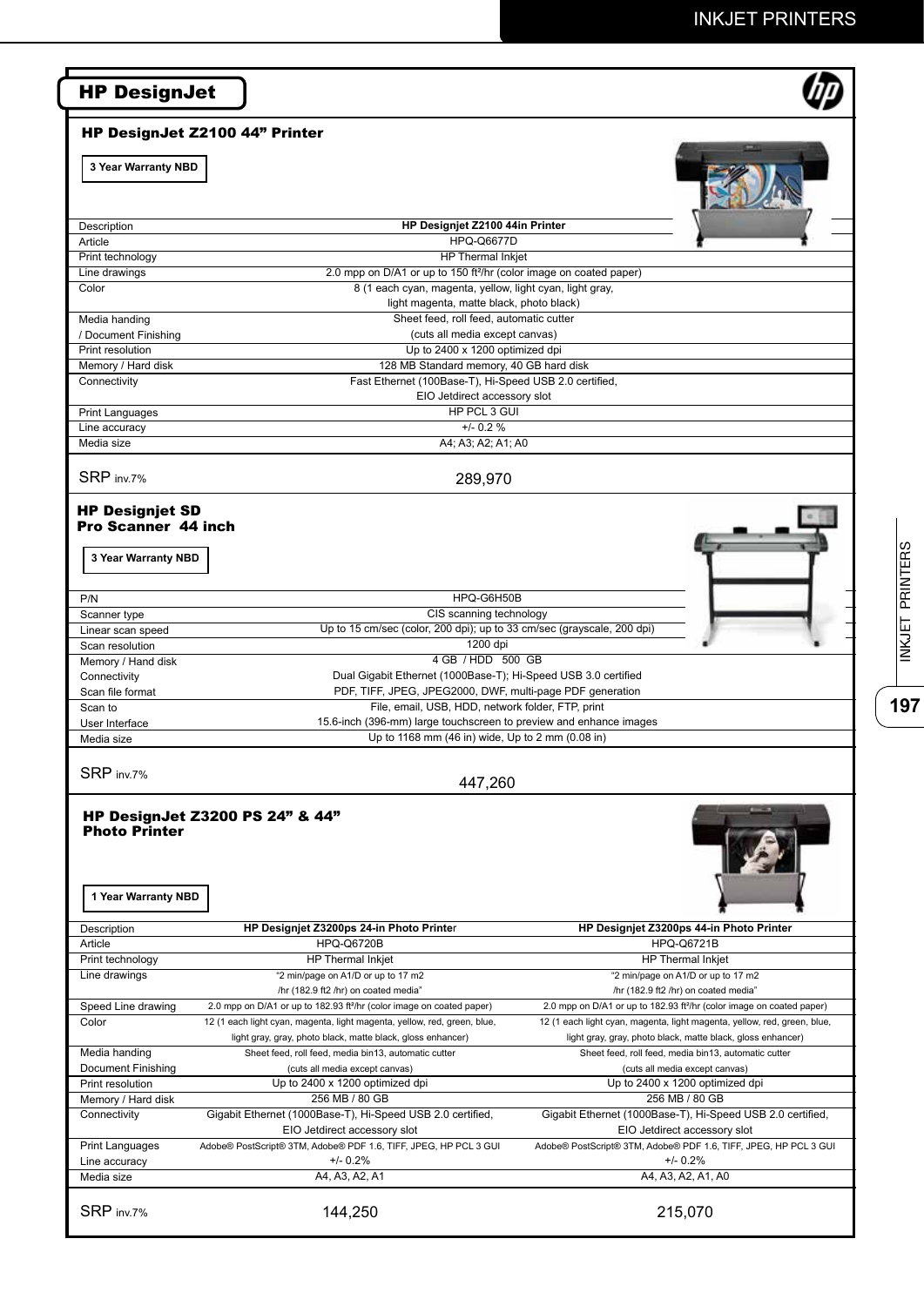## HP DesignJet

### HP DesignJet Z2100 44” Printer

**3 Year Warranty NBD**

| Description | HP Designjet Z2100 44in Printer |
|---|---|
| Article | HPQ-Q6677D |
| Print technology | HP Thermal Inkjet |
| Line drawings | 2.0 mpp on D/A1 or up to 150 ft²/hr (color image on coated paper) |
| Color | 8 (1 each cyan, magenta, yellow, light cyan, light gray, light magenta, matte black, photo black) |
| Media handing / Document Finishing | Sheet feed, roll feed, automatic cutter (cuts all media except canvas) |
| Print resolution | Up to 2400 x 1200 optimized dpi |
| Memory / Hard disk | 128 MB Standard memory, 40 GB hard disk |
| Connectivity | Fast Ethernet (100Base-T), Hi-Speed USB 2.0 certified, EIO Jetdirect accessory slot |
| Print Languages | HP PCL 3 GUI |
| Line accuracy | +/- 0.2 % |
| Media size | A4; A3; A2; A1; A0 |
| SRP inv.7% | 289,970 |

### HP Designjet SD Pro Scanner 44 inch

**3 Year Warranty NBD**

| P/N | HPQ-G6H50B |
|---|---|
| Scanner type | CIS scanning technology |
| Linear scan speed | Up to 15 cm/sec (color, 200 dpi); up to 33 cm/sec (grayscale, 200 dpi) |
| Scan resolution | 1200 dpi |
| Memory / Hand disk | 4 GB / HDD 500 GB |
| Connectivity | Dual Gigabit Ethernet (1000Base-T); Hi-Speed USB 3.0 certified |
| Scan file format | PDF, TIFF, JPEG, JPEG2000, DWF, multi-page PDF generation |
| Scan to | File, email, USB, HDD, network folder, FTP, print |
| User Interface | 15.6-inch (396-mm) large touchscreen to preview and enhance images |
| Media size | Up to 1168 mm (46 in) wide, Up to 2 mm (0.08 in) |
| SRP inv.7% | 447,260 |

### HP DesignJet Z3200 PS 24” & 44” Photo Printer

**1 Year Warranty NBD**

| Description | HP Designjet Z3200ps 24-in Photo Printer | HP Designjet Z3200ps 44-in Photo Printer |
|---|---|---|
| Article | HPQ-Q6720B | HPQ-Q6721B |
| Print technology | HP Thermal Inkjet | HP Thermal Inkjet |
| Line drawings | “2 min/page on A1/D or up to 17 m2 /hr (182.9 ft2 /hr) on coated media” | “2 min/page on A1/D or up to 17 m2 /hr (182.9 ft2 /hr) on coated media” |
| Speed Line drawing | 2.0 mpp on D/A1 or up to 182.93 ft²/hr (color image on coated paper) | 2.0 mpp on D/A1 or up to 182.93 ft²/hr (color image on coated paper) |
| Color | 12 (1 each light cyan, magenta, light magenta, yellow, red, green, blue, light gray, gray, photo black, matte black, gloss enhancer) | 12 (1 each light cyan, magenta, light magenta, yellow, red, green, blue, light gray, gray, photo black, matte black, gloss enhancer) |
| Media handing Document Finishing | Sheet feed, roll feed, media bin13, automatic cutter (cuts all media except canvas) | Sheet feed, roll feed, media bin13, automatic cutter (cuts all media except canvas) |
| Print resolution | Up to 2400 x 1200 optimized dpi | Up to 2400 x 1200 optimized dpi |
| Memory / Hard disk | 256 MB / 80 GB | 256 MB / 80 GB |
| Connectivity | Gigabit Ethernet (1000Base-T), Hi-Speed USB 2.0 certified, EIO Jetdirect accessory slot | Gigabit Ethernet (1000Base-T), Hi-Speed USB 2.0 certified, EIO Jetdirect accessory slot |
| Print Languages | Adobe® PostScript® 3TM, Adobe® PDF 1.6, TIFF, JPEG, HP PCL 3 GUI | Adobe® PostScript® 3TM, Adobe® PDF 1.6, TIFF, JPEG, HP PCL 3 GUI |
| Line accuracy | +/- 0.2% | +/- 0.2% |
| Media size | A4, A3, A2, A1 | A4, A3, A2, A1, A0 |
| SRP inv.7% | 144,250 | 215,070 |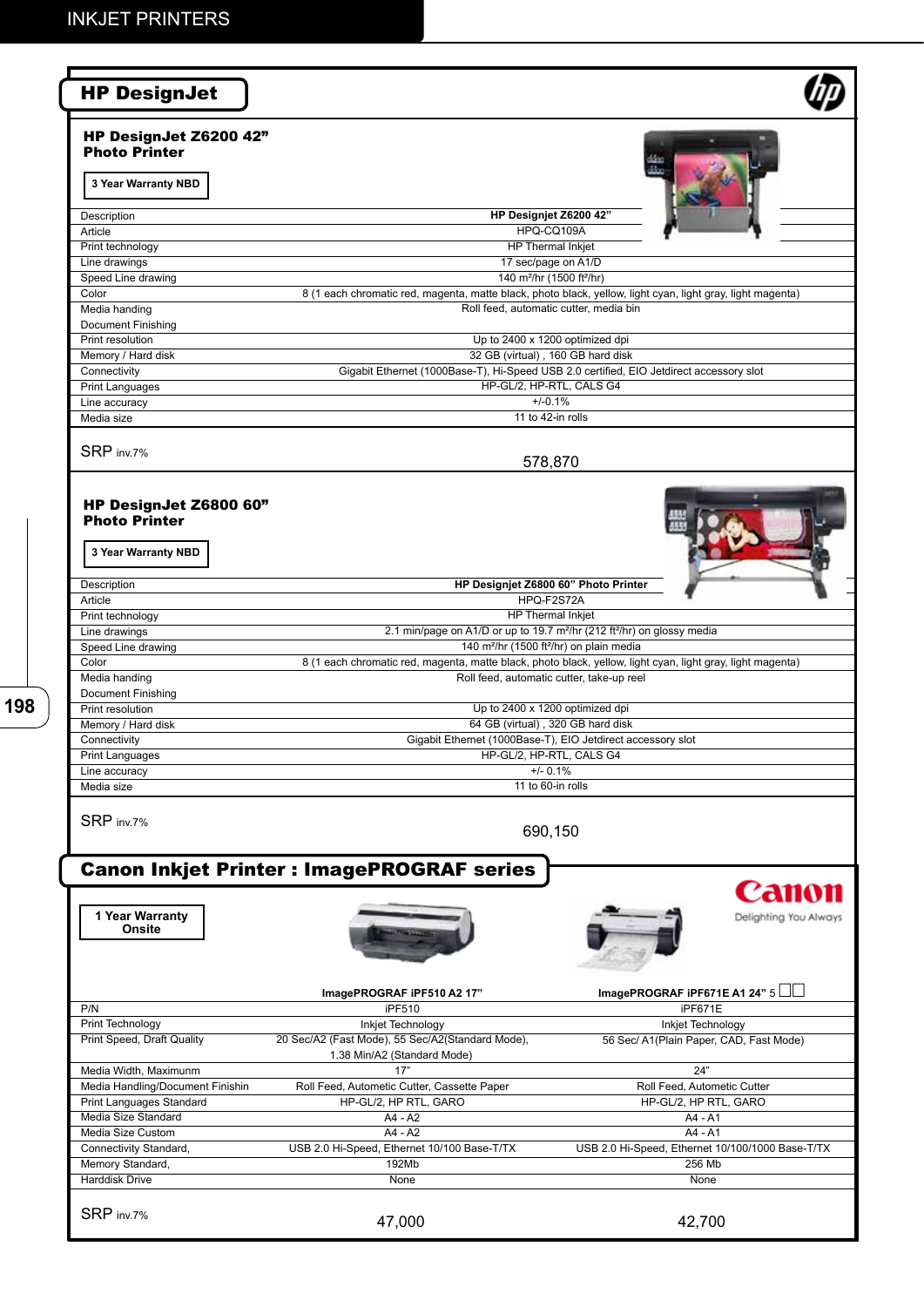# INKJET PRINTERS

## HP DesignJet

### HP DesignJet Z6200 42" Photo Printer

**3 Year Warranty NBD**

| Description | HP Designjet Z6200 42" |
|---|---|
| Article | HPQ-CQ109A |
| Print technology | HP Thermal Inkjet |
| Line drawings | 17 sec/page on A1/D |
| Speed Line drawing | 140 m²/hr (1500 ft²/hr) |
| Color | 8 (1 each chromatic red, magenta, matte black, photo black, yellow, light cyan, light gray, light magenta) |
| Media handing / Document Finishing | Roll feed, automatic cutter, media bin |
| Print resolution | Up to 2400 x 1200 optimized dpi |
| Memory / Hard disk | 32 GB (virtual) , 160 GB hard disk |
| Connectivity | Gigabit Ethernet (1000Base-T), Hi-Speed USB 2.0 certified, EIO Jetdirect accessory slot |
| Print Languages | HP-GL/2, HP-RTL, CALS G4 |
| Line accuracy | +/-0.1% |
| Media size | 11 to 42-in rolls |
| SRP inv.7% | 578,870 |

### HP DesignJet Z6800 60" Photo Printer

**3 Year Warranty NBD**

| Description | HP Designjet Z6800 60" Photo Printer |
|---|---|
| Article | HPQ-F2S72A |
| Print technology | HP Thermal Inkjet |
| Line drawings | 2.1 min/page on A1/D or up to 19.7 m²/hr (212 ft²/hr) on glossy media |
| Speed Line drawing | 140 m²/hr (1500 ft²/hr) on plain media |
| Color | 8 (1 each chromatic red, magenta, matte black, photo black, yellow, light cyan, light gray, light magenta) |
| Media handing / Document Finishing | Roll feed, automatic cutter, take-up reel |
| Print resolution | Up to 2400 x 1200 optimized dpi |
| Memory / Hard disk | 64 GB (virtual) , 320 GB hard disk |
| Connectivity | Gigabit Ethernet (1000Base-T), EIO Jetdirect accessory slot |
| Print Languages | HP-GL/2, HP-RTL, CALS G4 |
| Line accuracy | +/- 0.1% |
| Media size | 11 to 60-in rolls |
| SRP inv.7% | 690,150 |

## Canon Inkjet Printer : ImagePROGRAF series

Canon — Delighting You Always

**1 Year Warranty Onsite**

| | ImagePROGRAF iPF510 A2 17" | ImagePROGRAF iPF671E A1 24" |
|---|---|---|
| P/N | iPF510 | iPF671E |
| Print Technology | Inkjet Technology | Inkjet Technology |
| Print Speed, Draft Quality | 20 Sec/A2 (Fast Mode), 55 Sec/A2(Standard Mode), 1.38 Min/A2 (Standard Mode) | 56 Sec/ A1(Plain Paper, CAD, Fast Mode) |
| Media Width, Maximunm | 17" | 24" |
| Media Handling/Document Finishin | Roll Feed, Automectic Cutter, Cassette Paper | Roll Feed, Automectic Cutter |
| Print Languages Standard | HP-GL/2, HP RTL, GARO | HP-GL/2, HP RTL, GARO |
| Media Size Standard | A4 - A2 | A4 - A1 |
| Media Size Custom | A4 - A2 | A4 - A1 |
| Connectivity Standard, | USB 2.0 Hi-Speed, Ethernet 10/100 Base-T/TX | USB 2.0 Hi-Speed, Ethernet 10/100/1000 Base-T/TX |
| Memory Standard, | 192Mb | 256 Mb |
| Harddisk Drive | None | None |
| SRP inv.7% | 47,000 | 42,700 |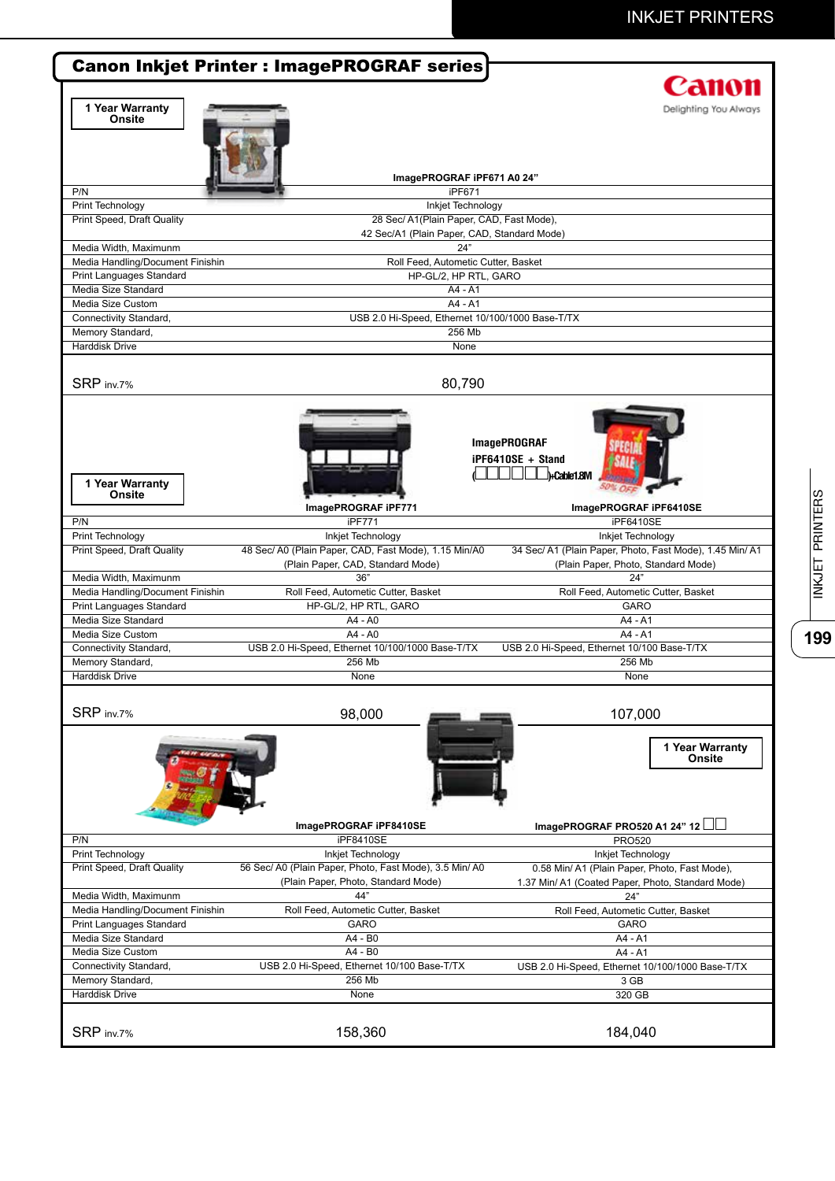# Canon Inkjet Printer : ImagePROGRAF series

Canon
Delighting You Always

**1 Year Warranty Onsite**

| | ImagePROGRAF iPF671 A0 24" |
|---|---|
| P/N | iPF671 |
| Print Technology | Inkjet Technology |
| Print Speed, Draft Quality | 28 Sec/ A1(Plain Paper, CAD, Fast Mode), 42 Sec/A1 (Plain Paper, CAD, Standard Mode) |
| Media Width, Maximunm | 24" |
| Media Handling/Document Finishin | Roll Feed, Automatic Cutter, Basket |
| Print Languages Standard | HP-GL/2, HP RTL, GARO |
| Media Size Standard | A4 - A1 |
| Media Size Custom | A4 - A1 |
| Connectivity Standard, | USB 2.0 Hi-Speed, Ethernet 10/100/1000 Base-T/TX |
| Memory Standard, | 256 Mb |
| Harddisk Drive | None |
| SRP inv.7% | 80,790 |

**1 Year Warranty Onsite**

ImagePROGRAF iPF6410SE + Stand (☐☐☐☐☐)+Cable1.8M

SPECIAL SALE 50% OFF

| | ImagePROGRAF iPF771 | ImagePROGRAF iPF6410SE |
|---|---|---|
| P/N | iPF771 | iPF6410SE |
| Print Technology | Inkjet Technology | Inkjet Technology |
| Print Speed, Draft Quality | 48 Sec/ A0 (Plain Paper, CAD, Fast Mode), 1.15 Min/A0 (Plain Paper, CAD, Standard Mode) | 34 Sec/ A1 (Plain Paper, Photo, Fast Mode), 1.45 Min/ A1 (Plain Paper, Photo, Standard Mode) |
| Media Width, Maximunm | 36" | 24" |
| Media Handling/Document Finishin | Roll Feed, Automatic Cutter, Basket | Roll Feed, Automatic Cutter, Basket |
| Print Languages Standard | HP-GL/2, HP RTL, GARO | GARO |
| Media Size Standard | A4 - A0 | A4 - A1 |
| Media Size Custom | A4 - A0 | A4 - A1 |
| Connectivity Standard, | USB 2.0 Hi-Speed, Ethernet 10/100/1000 Base-T/TX | USB 2.0 Hi-Speed, Ethernet 10/100 Base-T/TX |
| Memory Standard, | 256 Mb | 256 Mb |
| Harddisk Drive | None | None |
| SRP inv.7% | 98,000 | 107,000 |

**1 Year Warranty Onsite**

| | ImagePROGRAF iPF8410SE | ImagePROGRAF PRO520 A1 24" 12 ☐☐ |
|---|---|---|
| P/N | iPF8410SE | PRO520 |
| Print Technology | Inkjet Technology | Inkjet Technology |
| Print Speed, Draft Quality | 56 Sec/ A0 (Plain Paper, Photo, Fast Mode), 3.5 Min/ A0 (Plain Paper, Photo, Standard Mode) | 0.58 Min/ A1 (Plain Paper, Photo, Fast Mode), 1.37 Min/ A1 (Coated Paper, Photo, Standard Mode) |
| Media Width, Maximunm | 44" | 24" |
| Media Handling/Document Finishin | Roll Feed, Automatic Cutter, Basket | Roll Feed, Automatic Cutter, Basket |
| Print Languages Standard | GARO | GARO |
| Media Size Standard | A4 - B0 | A4 - A1 |
| Media Size Custom | A4 - B0 | A4 - A1 |
| Connectivity Standard, | USB 2.0 Hi-Speed, Ethernet 10/100 Base-T/TX | USB 2.0 Hi-Speed, Ethernet 10/100/1000 Base-T/TX |
| Memory Standard, | 256 Mb | 3 GB |
| Harddisk Drive | None | 320 GB |
| SRP inv.7% | 158,360 | 184,040 |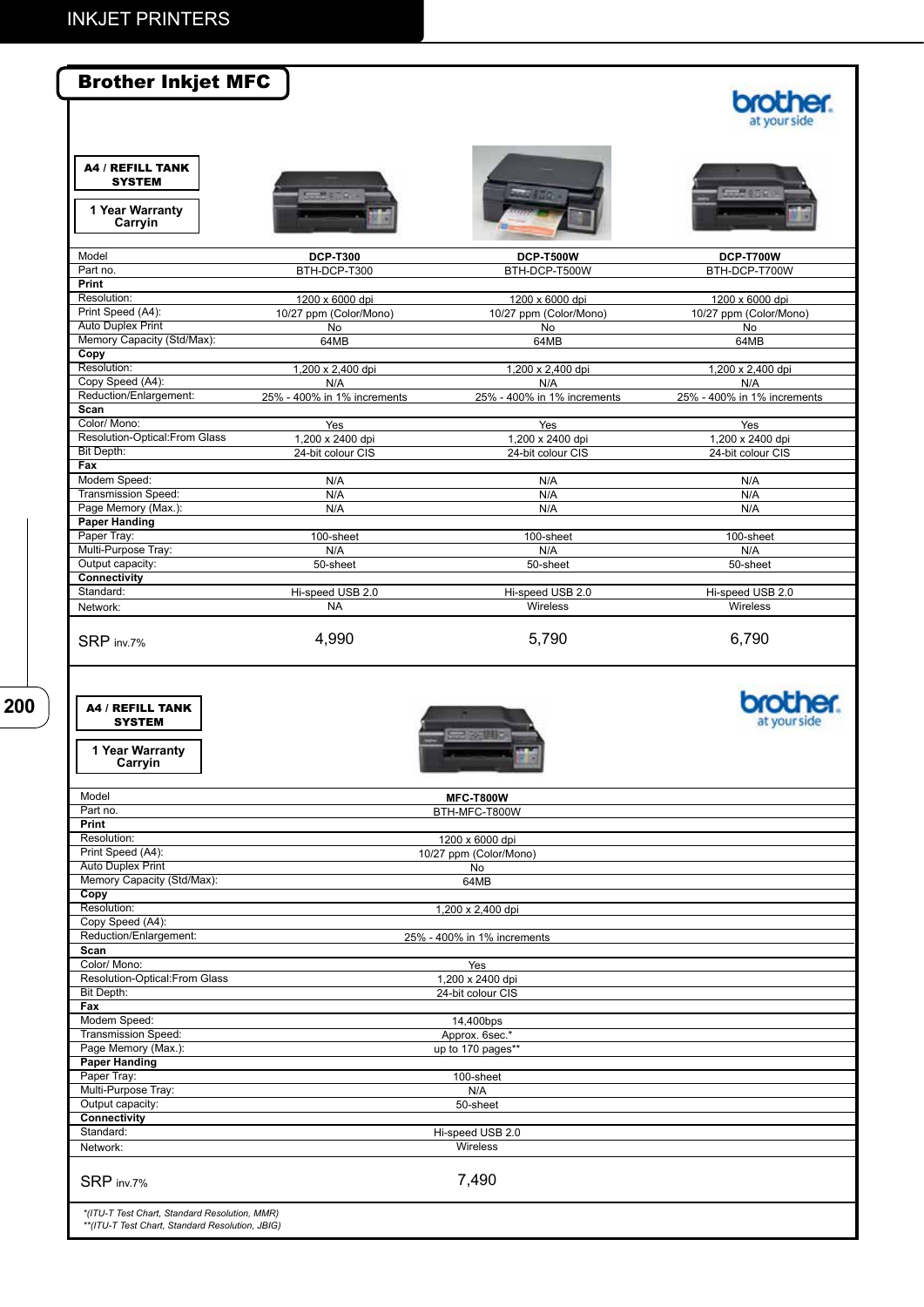## Brother Inkjet MFC

**A4 / REFILL TANK SYSTEM**

**1 Year Warranty Carryin**

| Model | DCP-T300 | DCP-T500W | DCP-T700W |
|---|---|---|---|
| Part no. | BTH-DCP-T300 | BTH-DCP-T500W | BTH-DCP-T700W |
| **Print** | | | |
| Resolution: | 1200 x 6000 dpi | 1200 x 6000 dpi | 1200 x 6000 dpi |
| Print Speed (A4): | 10/27 ppm (Color/Mono) | 10/27 ppm (Color/Mono) | 10/27 ppm (Color/Mono) |
| Auto Duplex Print | No | No | No |
| Memory Capacity (Std/Max): | 64MB | 64MB | 64MB |
| **Copy** | | | |
| Resolution: | 1,200 x 2,400 dpi | 1,200 x 2,400 dpi | 1,200 x 2,400 dpi |
| Copy Speed (A4): | N/A | N/A | N/A |
| Reduction/Enlargement: | 25% - 400% in 1% increments | 25% - 400% in 1% increments | 25% - 400% in 1% increments |
| **Scan** | | | |
| Color/ Mono: | Yes | Yes | Yes |
| Resolution-Optical:From Glass | 1,200 x 2400 dpi | 1,200 x 2400 dpi | 1,200 x 2400 dpi |
| Bit Depth: | 24-bit colour CIS | 24-bit colour CIS | 24-bit colour CIS |
| **Fax** | | | |
| Modem Speed: | N/A | N/A | N/A |
| Transmission Speed: | N/A | N/A | N/A |
| Page Memory (Max.): | N/A | N/A | N/A |
| **Paper Handing** | | | |
| Paper Tray: | 100-sheet | 100-sheet | 100-sheet |
| Multi-Purpose Tray: | N/A | N/A | N/A |
| Output capacity: | 50-sheet | 50-sheet | 50-sheet |
| **Connectivity** | | | |
| Standard: | Hi-speed USB 2.0 | Hi-speed USB 2.0 | Hi-speed USB 2.0 |
| Network: | NA | Wireless | Wireless |
| SRP inv.7% | 4,990 | 5,790 | 6,790 |

**A4 / REFILL TANK SYSTEM**

**1 Year Warranty Carryin**

| Model | MFC-T800W |
|---|---|
| Part no. | BTH-MFC-T800W |
| **Print** | |
| Resolution: | 1200 x 6000 dpi |
| Print Speed (A4): | 10/27 ppm (Color/Mono) |
| Auto Duplex Print | No |
| Memory Capacity (Std/Max): | 64MB |
| **Copy** | |
| Resolution: | 1,200 x 2,400 dpi |
| Copy Speed (A4): | |
| Reduction/Enlargement: | 25% - 400% in 1% increments |
| **Scan** | |
| Color/ Mono: | Yes |
| Resolution-Optical:From Glass | 1,200 x 2400 dpi |
| Bit Depth: | 24-bit colour CIS |
| **Fax** | |
| Modem Speed: | 14,400bps |
| Transmission Speed: | Approx. 6sec.* |
| Page Memory (Max.): | up to 170 pages** |
| **Paper Handing** | |
| Paper Tray: | 100-sheet |
| Multi-Purpose Tray: | N/A |
| Output capacity: | 50-sheet |
| **Connectivity** | |
| Standard: | Hi-speed USB 2.0 |
| Network: | Wireless |
| SRP inv.7% | 7,490 |

*\*(ITU-T Test Chart, Standard Resolution, MMR)*
*\*\*(ITU-T Test Chart, Standard Resolution, JBIG)*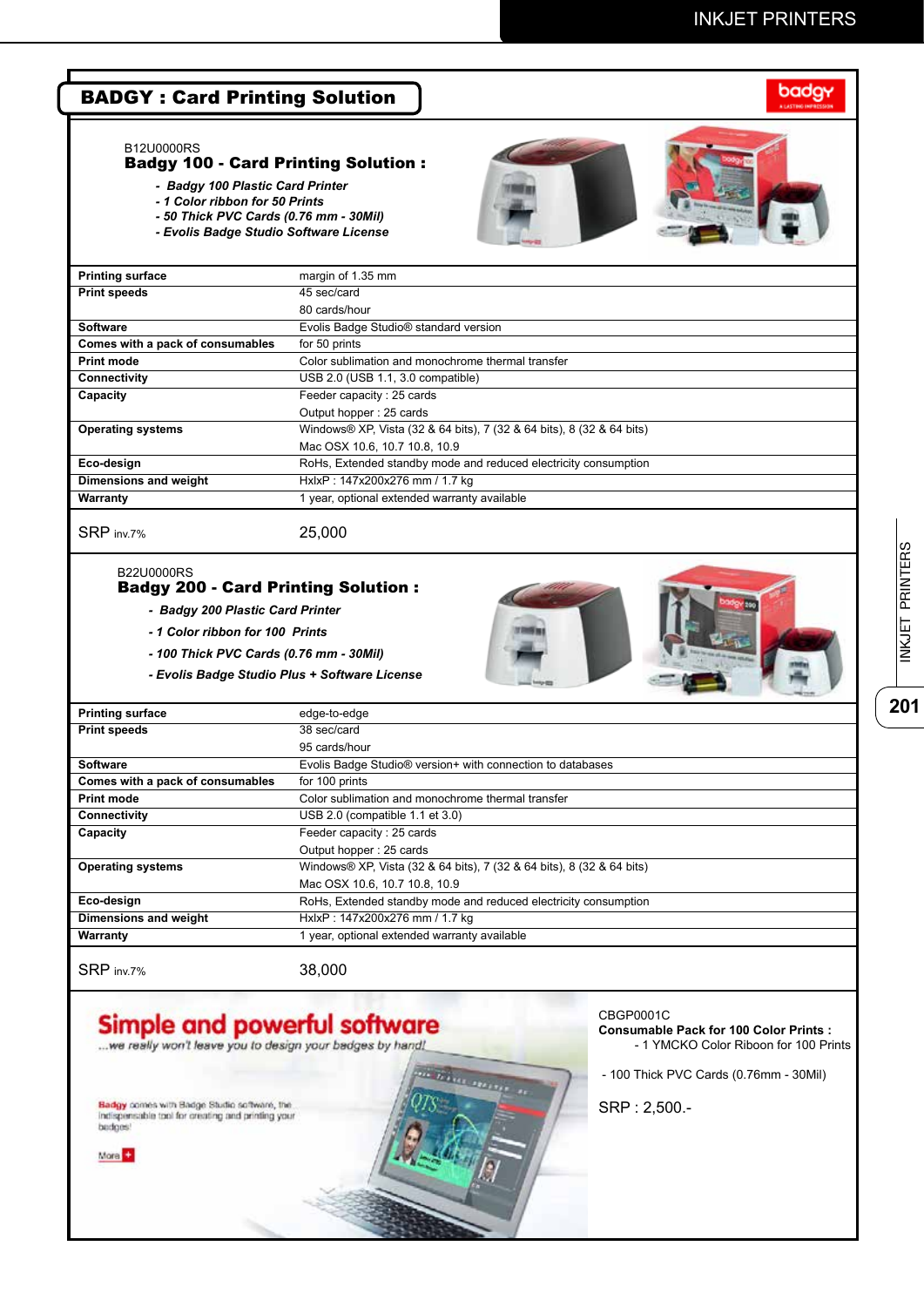## BADGY : Card Printing Solution

B12U0000RS
**Badgy 100 - Card Printing Solution :**

- *Badgy 100 Plastic Card Printer*
- *1 Color ribbon for 50 Prints*
- *50 Thick PVC Cards (0.76 mm - 30Mil)*
- *Evolis Badge Studio Software License*

| | |
|---|---|
| **Printing surface** | margin of 1.35 mm |
| **Print speeds** | 45 sec/card<br>80 cards/hour |
| **Software** | Evolis Badge Studio® standard version |
| **Comes with a pack of consumables** | for 50 prints |
| **Print mode** | Color sublimation and monochrome thermal transfer |
| **Connectivity** | USB 2.0 (USB 1.1, 3.0 compatible) |
| **Capacity** | Feeder capacity : 25 cards<br>Output hopper : 25 cards |
| **Operating systems** | Windows® XP, Vista (32 & 64 bits), 7 (32 & 64 bits), 8 (32 & 64 bits)<br>Mac OSX 10.6, 10.7 10.8, 10.9 |
| **Eco-design** | RoHs, Extended standby mode and reduced electricity consumption |
| **Dimensions and weight** | HxlxP : 147x200x276 mm / 1.7 kg |
| **Warranty** | 1 year, optional extended warranty available |

SRP inv.7% 25,000

B22U0000RS
**Badgy 200 - Card Printing Solution :**

- *Badgy 200 Plastic Card Printer*
- *1 Color ribbon for 100 Prints*
- *100 Thick PVC Cards (0.76 mm - 30Mil)*
- *Evolis Badge Studio Plus + Software License*

| | |
|---|---|
| **Printing surface** | edge-to-edge |
| **Print speeds** | 38 sec/card<br>95 cards/hour |
| **Software** | Evolis Badge Studio® version+ with connection to databases |
| **Comes with a pack of consumables** | for 100 prints |
| **Print mode** | Color sublimation and monochrome thermal transfer |
| **Connectivity** | USB 2.0 (compatible 1.1 et 3.0) |
| **Capacity** | Feeder capacity : 25 cards<br>Output hopper : 25 cards |
| **Operating systems** | Windows® XP, Vista (32 & 64 bits), 7 (32 & 64 bits), 8 (32 & 64 bits)<br>Mac OSX 10.6, 10.7 10.8, 10.9 |
| **Eco-design** | RoHs, Extended standby mode and reduced electricity consumption |
| **Dimensions and weight** | HxlxP : 147x200x276 mm / 1.7 kg |
| **Warranty** | 1 year, optional extended warranty available |

SRP inv.7% 38,000

**Simple and powerful software**

...we really won't leave you to design your badges by hand!

Badgy comes with Badge Studio software, the indispensable tool for creating and printing your badges!

More +

CBGP0001C
**Consumable Pack for 100 Color Prints :**
- 1 YMCKO Color Riboon for 100 Prints
- 100 Thick PVC Cards (0.76mm - 30Mil)

SRP : 2,500.-